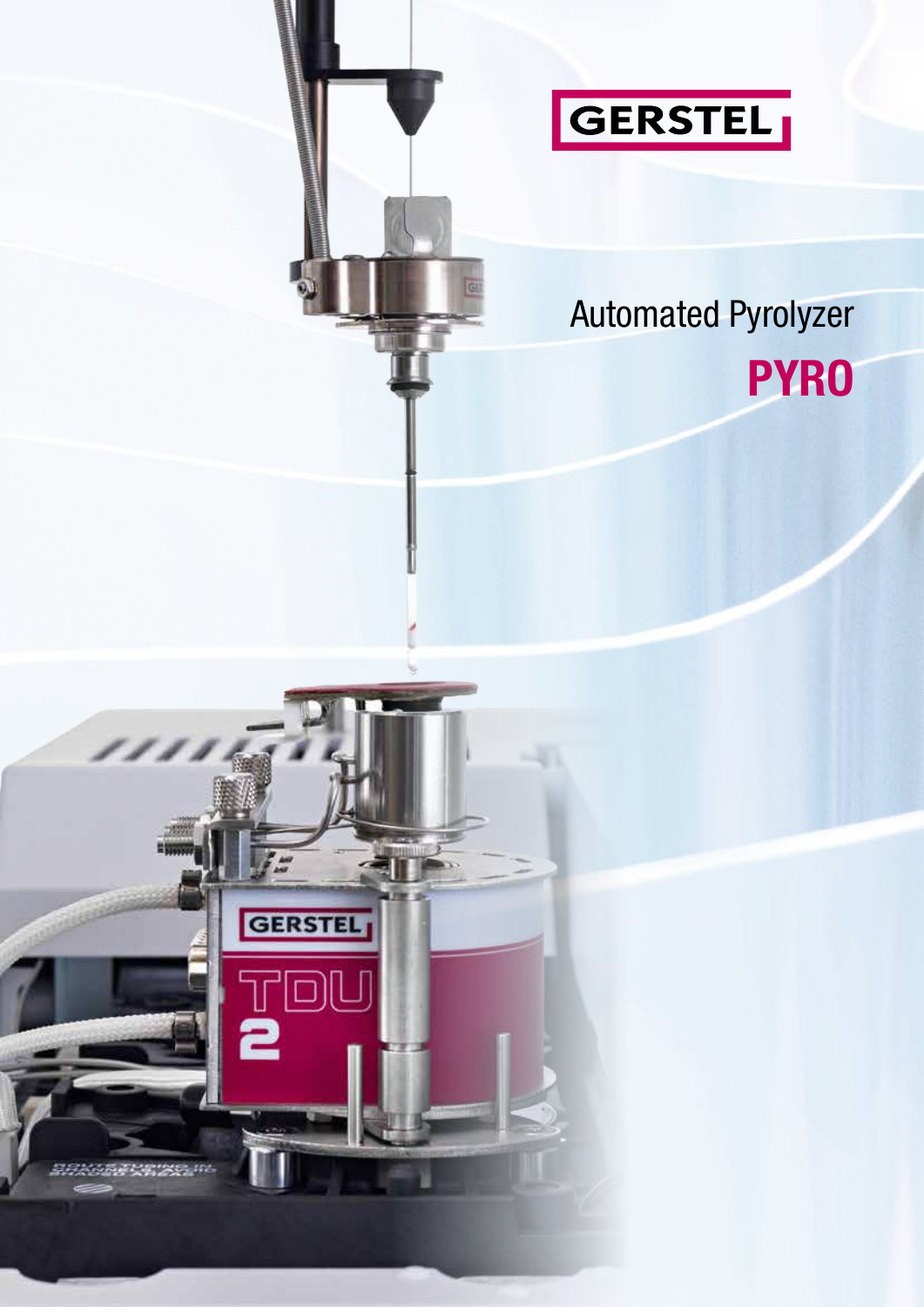GERSTEL

# Automated Pyrolyzer

# PYRO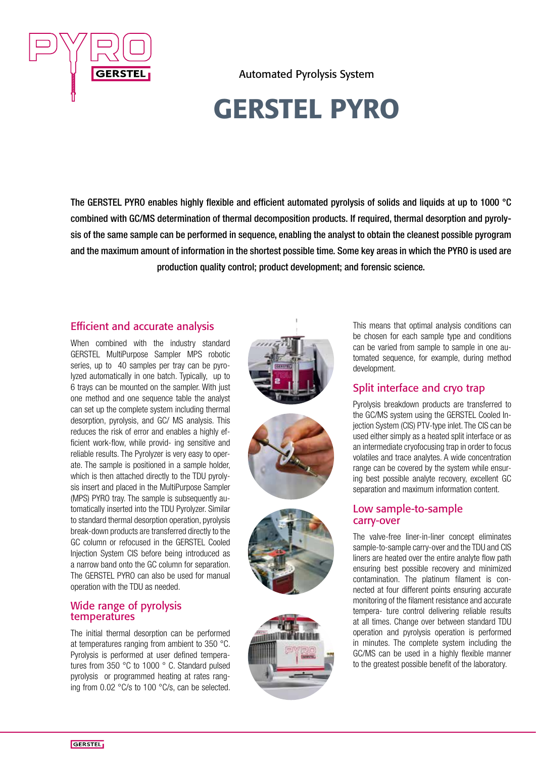Automated Pyrolysis System

# GERSTEL PYRO

**The GERSTEL PYRO enables highly flexible and efficient automated pyrolysis of solids and liquids at up to 1000 °C combined with GC/MS determination of thermal decomposition products. If required, thermal desorption and pyrolysis of the same sample can be performed in sequence, enabling the analyst to obtain the cleanest possible pyrogram and the maximum amount of information in the shortest possible time. Some key areas in which the PYRO is used are production quality control; product development; and forensic science.**

## Efficient and accurate analysis

When combined with the industry standard GERSTEL MultiPurpose Sampler MPS robotic series, up to 40 samples per tray can be pyrolyzed automatically in one batch. Typically, up to 6 trays can be mounted on the sampler. With just one method and one sequence table the analyst can set up the complete system including thermal desorption, pyrolysis, and GC/ MS analysis. This reduces the risk of error and enables a highly efficient work-flow, while provid- ing sensitive and reliable results. The Pyrolyzer is very easy to operate. The sample is positioned in a sample holder, which is then attached directly to the TDU pyrolysis insert and placed in the MultiPurpose Sampler (MPS) PYRO tray. The sample is subsequently automatically inserted into the TDU Pyrolyzer. Similar to standard thermal desorption operation, pyrolysis break-down products are transferred directly to the GC column or refocused in the GERSTEL Cooled Injection System CIS before being introduced as a narrow band onto the GC column for separation. The GERSTEL PYRO can also be used for manual operation with the TDU as needed.

## Wide range of pyrolysis temperatures

The initial thermal desorption can be performed at temperatures ranging from ambient to 350 °C. Pyrolysis is performed at user defined temperatures from 350 °C to 1000 ° C. Standard pulsed pyrolysis or programmed heating at rates ranging from 0.02 °C/s to 100 °C/s, can be selected. This means that optimal analysis conditions can be chosen for each sample type and conditions can be varied from sample to sample in one automated sequence, for example, during method development.

## Split interface and cryo trap

Pyrolysis breakdown products are transferred to the GC/MS system using the GERSTEL Cooled Injection System (CIS) PTV-type inlet. The CIS can be used either simply as a heated split interface or as an intermediate cryofocusing trap in order to focus volatiles and trace analytes. A wide concentration range can be covered by the system while ensuring best possible analyte recovery, excellent GC separation and maximum information content.

## Low sample-to-sample carry-over

The valve-free liner-in-liner concept eliminates sample-to-sample carry-over and the TDU and CIS liners are heated over the entire analyte flow path ensuring best possible recovery and minimized contamination. The platinum filament is connected at four different points ensuring accurate monitoring of the filament resistance and accurate tempera- ture control delivering reliable results at all times. Change over between standard TDU operation and pyrolysis operation is performed in minutes. The complete system including the GC/MS can be used in a highly flexible manner to the greatest possible benefit of the laboratory.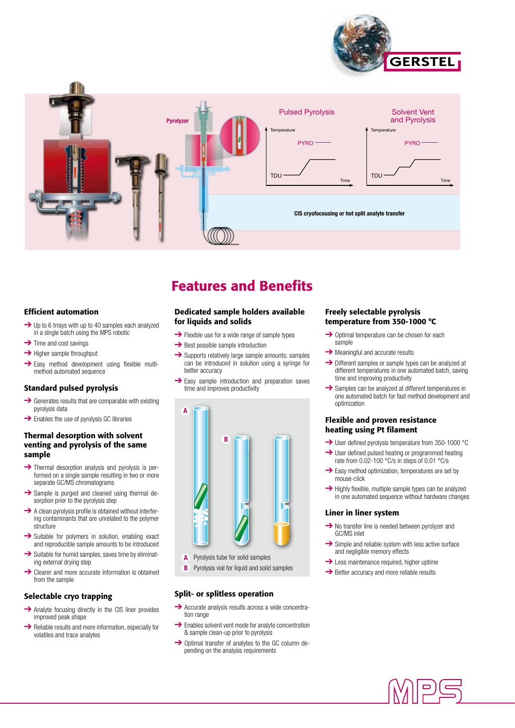# Features and Benefits

### Efficient automation

- Up to 6 trrays with up to 40 samples each analyzed in a single batch using the MPS robotic
- Time and cost savings
- Higher sample throughput
- Easy method development using flexible multi-method automated sequence

### Standard pulsed pyrolysis

- Generates results that are comparable with existing pyrolysis data
- Enables the use of pyrolysis GC libraries

### Thermal desorption with solvent venting and pyrolysis of the same sample

- Thermal desorption analysis and pyrolysis is performed on a single sample resulting in two or more separate GC/MS chromatograms
- Sample is purged and cleaned using thermal desorption prior to the pyrolysis step
- A clean pyrolysis profile is obtained without interfering contaminants that are unrelated to the polymer structure
- Suitable for polymers in solution, enabling exact and reproducible sample amounts to be introduced
- Suitable for humid samples, saves time by eliminating external drying step
- Clearer and more accurate information is obtained from the sample

### Selectable cryo trapping

- Analyte focusing directly in the CIS liner provides improved peak shape
- Reliable results and more information, especially for volatiles and trace analytes

### Dedicated sample holders available for liquids and solids

- Flexible use for a wide range of sample types
- Best possible sample introduction
- Supports relatively large sample amounts; samples can be introduced in solution using a syringe for better accuracy
- Easy sample introduction and preparation saves time and improves productivity

**A** Pyrolysis tube for solid samples
**B** Pyrolysis vial for liquid and solid samples

### Split- or splitless operation

- Accurate analysis results across a wide concentration range
- Enables solvent vent mode for analyte concentration & sample clean-up prior to pyrolysis
- Optimal transfer of analytes to the GC column depending on the analysis requirements

### Freely selectable pyrolysis temperature from 350-1000 °C

- Optimal temperature can be chosen for each sample
- Meaningful and accurate results
- Different samples or sample types can be analyzed at different temperatures in one automated batch, saving time and improving productivity
- Samples can be analyzed at different temperatures in one automated batch for fast method development and optimization

### Flexible and proven resistance heating using Pt filament

- User defined pyrolysis temperature from 350-1000 °C
- User defined pulsed heating or programmed heating rate from 0.02-100 °C/s in steps of 0.01 °C/s
- Easy method optimization, temperatures are set by mouse-click
- Highly flexible, multiple sample types can be analyzed in one automated sequence without hardware changes

### Liner in liner system

- No transfer line is needed between pyrolyzer and GC/MS inlet
- Simple and reliable system with less active surface and negligible memory effects
- Less maintenance required, higher uptime
- Better accuracy and more reliable results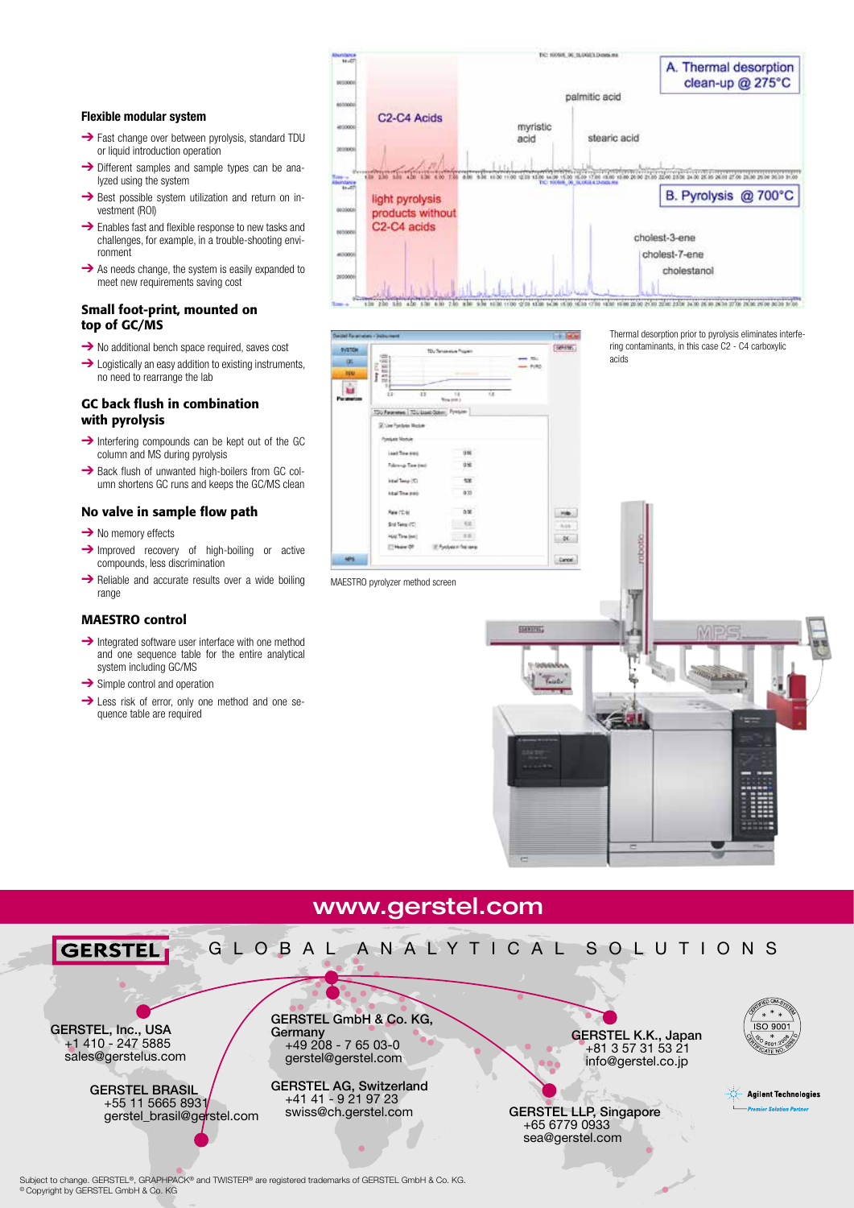### Flexible modular system

- Fast change over between pyrolysis, standard TDU or liquid introduction operation
- Different samples and sample types can be analyzed using the system
- Best possible system utilization and return on investment (ROI)
- Enables fast and flexible response to new tasks and challenges, for example, in a trouble-shooting environment
- As needs change, the system is easily expanded to meet new requirements saving cost

### Small foot-print, mounted on top of GC/MS

- No additional bench space required, saves cost
- Logistically an easy addition to existing instruments, no need to rearrange the lab

### GC back flush in combination with pyrolysis

- Interfering compounds can be kept out of the GC column and MS during pyrolysis
- Back flush of unwanted high-boilers from GC column shortens GC runs and keeps the GC/MS clean

### No valve in sample flow path

- No memory effects
- Improved recovery of high-boiling or active compounds, less discrimination
- Reliable and accurate results over a wide boiling range

### MAESTRO control

- Integrated software user interface with one method and one sequence table for the entire analytical system including GC/MS
- Simple control and operation
- Less risk of error, only one method and one sequence table are required

A. Thermal desorption clean-up @ 275°C

C2-C4 Acids

myristic acid

palmitic acid

stearic acid

B. Pyrolysis @ 700°C

light pyrolysis products without C2-C4 acids

cholest-3-ene

cholest-7-ene

cholestanol

Thermal desorption prior to pyrolysis eliminates interfering contaminants, in this case C2 - C4 carboxylic acids

MAESTRO pyrolyzer method screen

**www.gerstel.com**

GERSTEL — GLOBAL ANALYTICAL SOLUTIONS

**GERSTEL, Inc., USA**
+1 410 - 247 5885
sales@gerstelus.com

**GERSTEL BRASIL**
+55 11 5665 8931
gerstel_brasil@gerstel.com

**GERSTEL GmbH & Co. KG, Germany**
+49 208 - 7 65 03-0
gerstel@gerstel.com

**GERSTEL AG, Switzerland**
+41 41 - 9 21 97 23
swiss@ch.gerstel.com

**GERSTEL K.K., Japan**
+81 3 57 31 53 21
info@gerstel.co.jp

**GERSTEL LLP, Singapore**
+65 6779 0933
sea@gerstel.com

ISO 9001

Agilent Technologies — Premier Solution Partner

Subject to change. GERSTEL®, GRAPHPACK® and TWISTER® are registered trademarks of GERSTEL GmbH & Co. KG.
© Copyright by GERSTEL GmbH & Co. KG